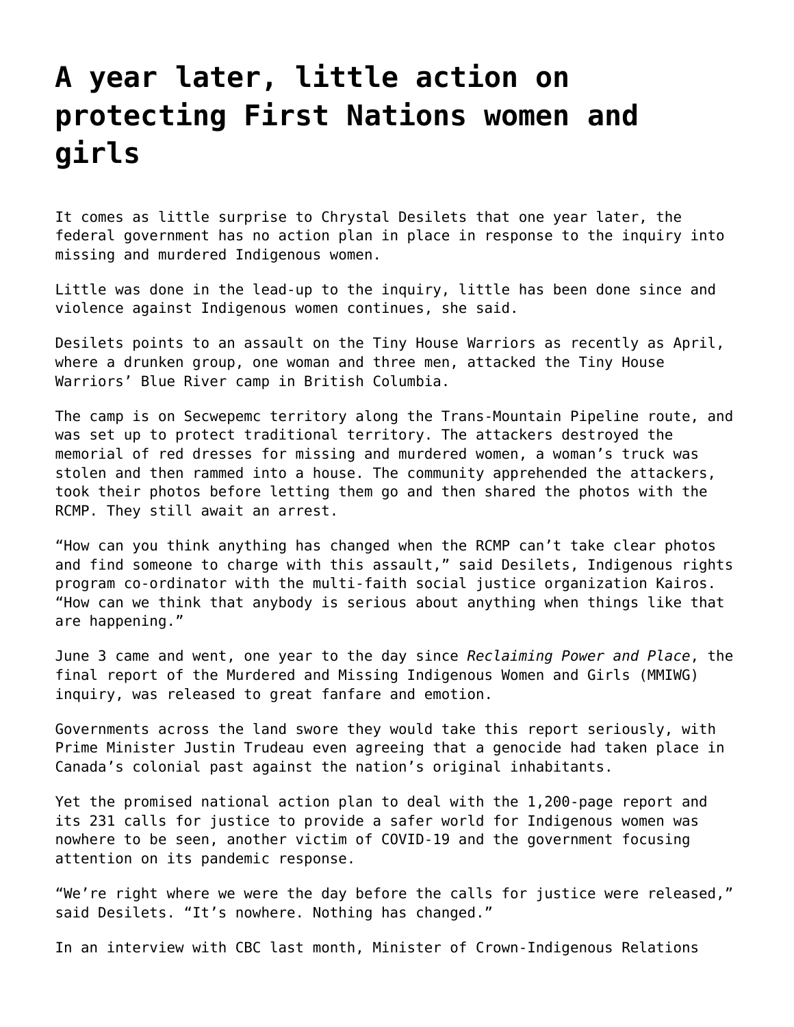# A year later, little action on protecting First Nations women and girls

It comes as little surprise to Chrystal Desilets that one year later, the federal government has no action plan in place in response to the inquiry into missing and murdered Indigenous women.

Little was done in the lead-up to the inquiry, little has been done since and violence against Indigenous women continues, she said.

Desilets points to an assault on the Tiny House Warriors as recently as April, where a drunken group, one woman and three men, attacked the Tiny House Warriors' Blue River camp in British Columbia.

The camp is on Secwepemc territory along the Trans-Mountain Pipeline route, and was set up to protect traditional territory. The attackers destroyed the memorial of red dresses for missing and murdered women, a woman's truck was stolen and then rammed into a house. The community apprehended the attackers, took their photos before letting them go and then shared the photos with the RCMP. They still await an arrest.

"How can you think anything has changed when the RCMP can't take clear photos and find someone to charge with this assault," said Desilets, Indigenous rights program co-ordinator with the multi-faith social justice organization Kairos. "How can we think that anybody is serious about anything when things like that are happening."

June 3 came and went, one year to the day since *Reclaiming Power and Place*, the final report of the Murdered and Missing Indigenous Women and Girls (MMIWG) inquiry, was released to great fanfare and emotion.

Governments across the land swore they would take this report seriously, with Prime Minister Justin Trudeau even agreeing that a genocide had taken place in Canada's colonial past against the nation's original inhabitants.

Yet the promised national action plan to deal with the 1,200-page report and its 231 calls for justice to provide a safer world for Indigenous women was nowhere to be seen, another victim of COVID-19 and the government focusing attention on its pandemic response.

"We're right where we were the day before the calls for justice were released," said Desilets. "It's nowhere. Nothing has changed."

In an interview with CBC last month, Minister of Crown-Indigenous Relations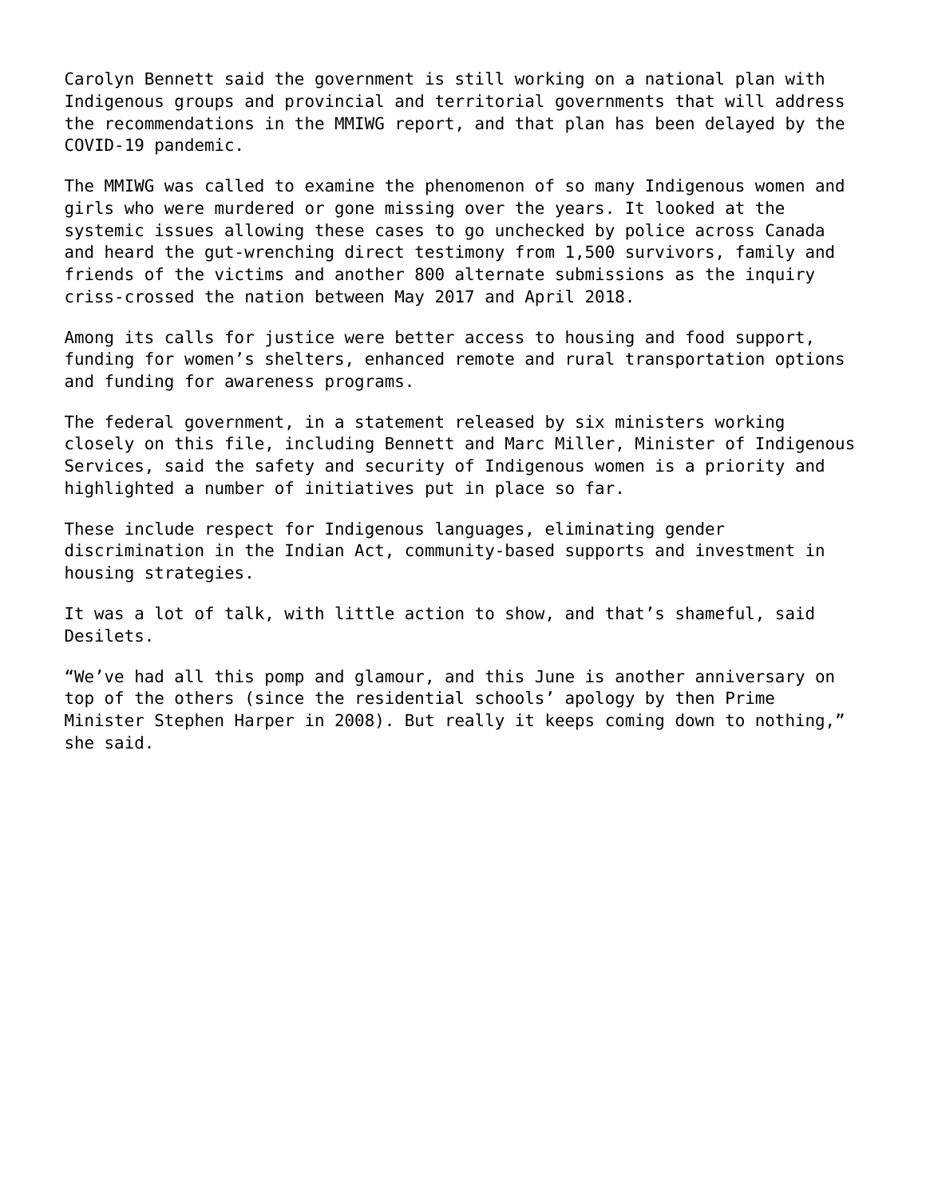Carolyn Bennett said the government is still working on a national plan with Indigenous groups and provincial and territorial governments that will address the recommendations in the MMIWG report, and that plan has been delayed by the COVID-19 pandemic.

The MMIWG was called to examine the phenomenon of so many Indigenous women and girls who were murdered or gone missing over the years. It looked at the systemic issues allowing these cases to go unchecked by police across Canada and heard the gut-wrenching direct testimony from 1,500 survivors, family and friends of the victims and another 800 alternate submissions as the inquiry criss-crossed the nation between May 2017 and April 2018.

Among its calls for justice were better access to housing and food support, funding for women's shelters, enhanced remote and rural transportation options and funding for awareness programs.

The federal government, in a statement released by six ministers working closely on this file, including Bennett and Marc Miller, Minister of Indigenous Services, said the safety and security of Indigenous women is a priority and highlighted a number of initiatives put in place so far.

These include respect for Indigenous languages, eliminating gender discrimination in the Indian Act, community-based supports and investment in housing strategies.

It was a lot of talk, with little action to show, and that's shameful, said Desilets.

"We've had all this pomp and glamour, and this June is another anniversary on top of the others (since the residential schools' apology by then Prime Minister Stephen Harper in 2008). But really it keeps coming down to nothing," she said.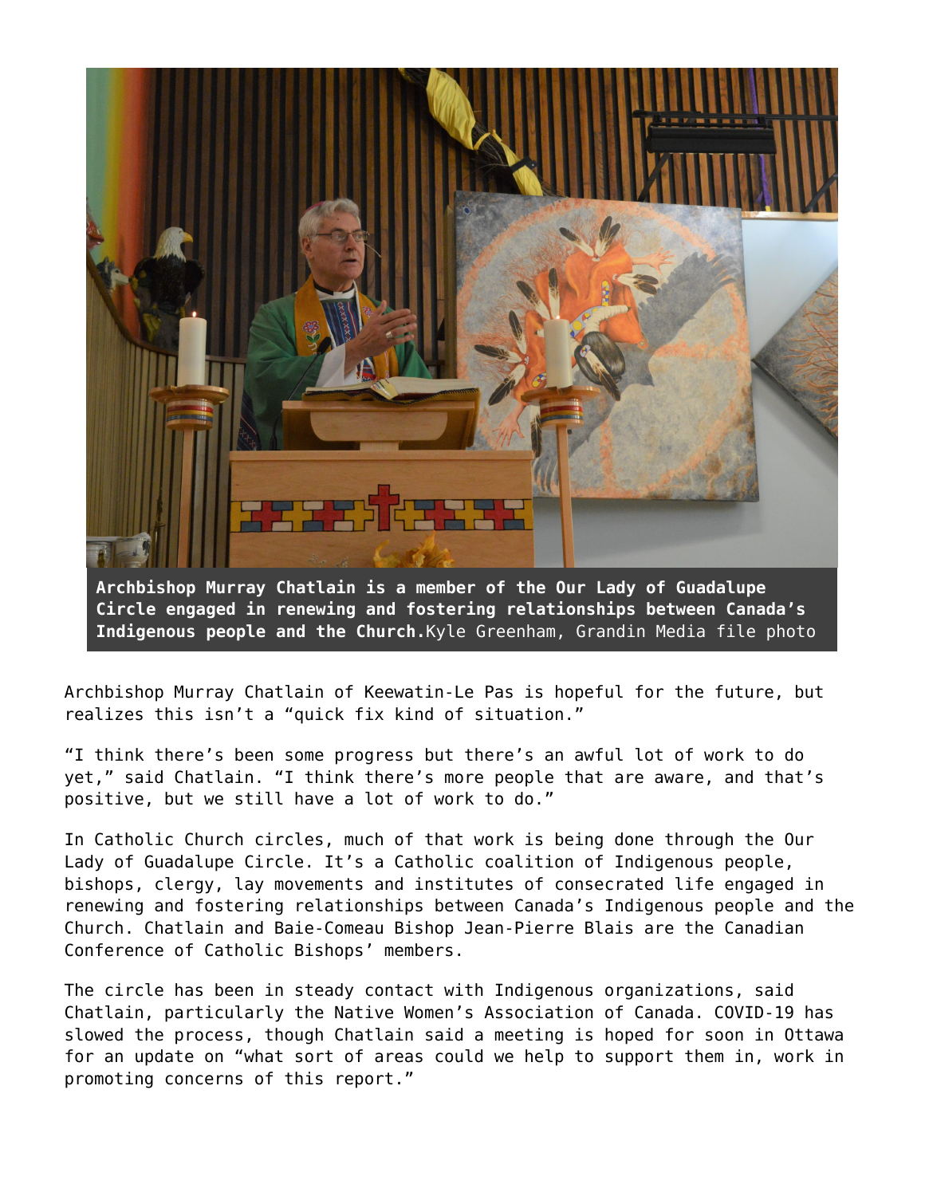**Archbishop Murray Chatlain is a member of the Our Lady of Guadalupe Circle engaged in renewing and fostering relationships between Canada's Indigenous people and the Church.**Kyle Greenham, Grandin Media file photo

Archbishop Murray Chatlain of Keewatin-Le Pas is hopeful for the future, but realizes this isn't a "quick fix kind of situation."

"I think there's been some progress but there's an awful lot of work to do yet," said Chatlain. "I think there's more people that are aware, and that's positive, but we still have a lot of work to do."

In Catholic Church circles, much of that work is being done through the Our Lady of Guadalupe Circle. It's a Catholic coalition of Indigenous people, bishops, clergy, lay movements and institutes of consecrated life engaged in renewing and fostering relationships between Canada's Indigenous people and the Church. Chatlain and Baie-Comeau Bishop Jean-Pierre Blais are the Canadian Conference of Catholic Bishops' members.

The circle has been in steady contact with Indigenous organizations, said Chatlain, particularly the Native Women's Association of Canada. COVID-19 has slowed the process, though Chatlain said a meeting is hoped for soon in Ottawa for an update on "what sort of areas could we help to support them in, work in promoting concerns of this report."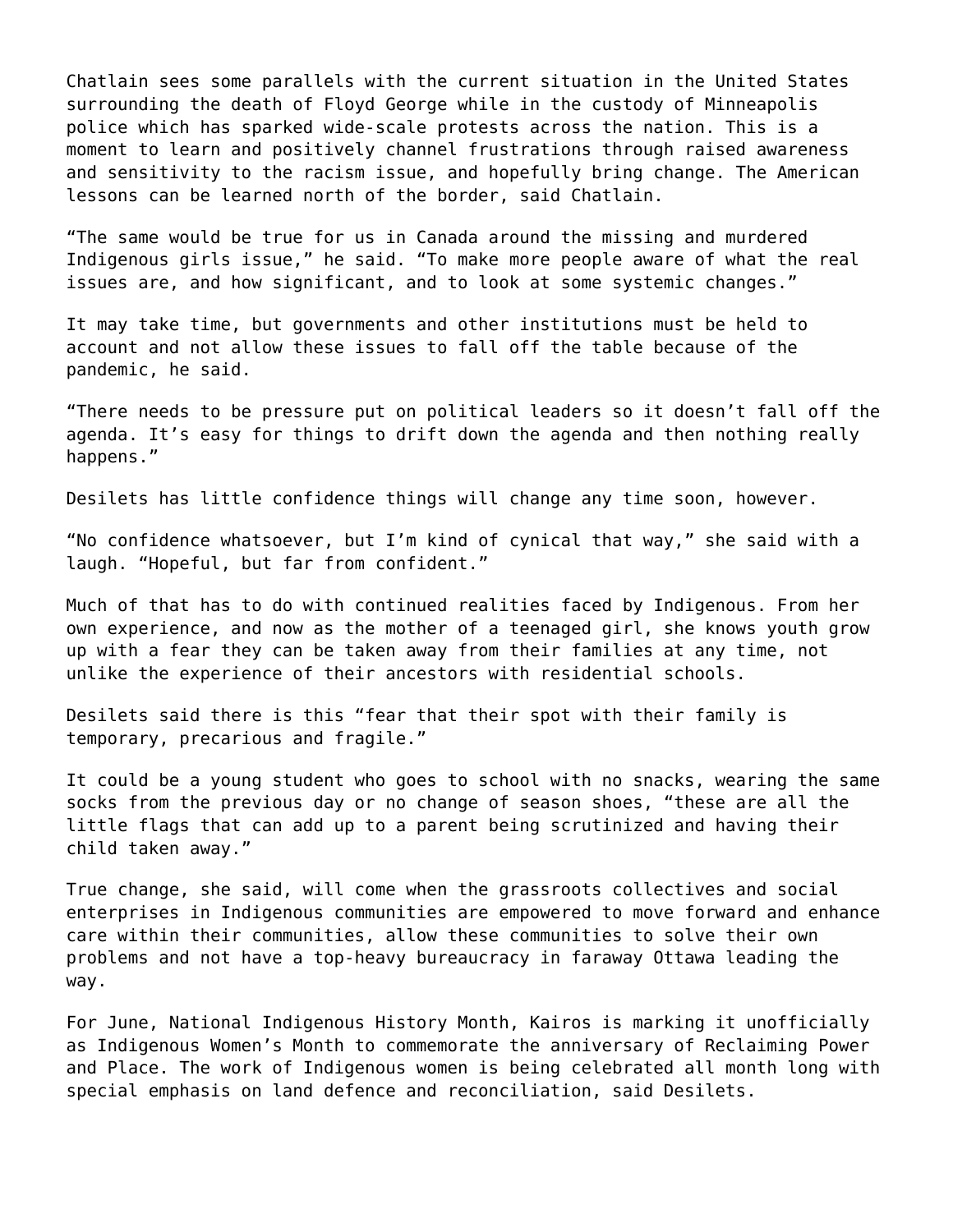Chatlain sees some parallels with the current situation in the United States surrounding the death of Floyd George while in the custody of Minneapolis police which has sparked wide-scale protests across the nation. This is a moment to learn and positively channel frustrations through raised awareness and sensitivity to the racism issue, and hopefully bring change. The American lessons can be learned north of the border, said Chatlain.

“The same would be true for us in Canada around the missing and murdered Indigenous girls issue,” he said. “To make more people aware of what the real issues are, and how significant, and to look at some systemic changes.”

It may take time, but governments and other institutions must be held to account and not allow these issues to fall off the table because of the pandemic, he said.

“There needs to be pressure put on political leaders so it doesn’t fall off the agenda. It’s easy for things to drift down the agenda and then nothing really happens.”

Desilets has little confidence things will change any time soon, however.

“No confidence whatsoever, but I’m kind of cynical that way,” she said with a laugh. “Hopeful, but far from confident.”

Much of that has to do with continued realities faced by Indigenous. From her own experience, and now as the mother of a teenaged girl, she knows youth grow up with a fear they can be taken away from their families at any time, not unlike the experience of their ancestors with residential schools.

Desilets said there is this “fear that their spot with their family is temporary, precarious and fragile.”

It could be a young student who goes to school with no snacks, wearing the same socks from the previous day or no change of season shoes, “these are all the little flags that can add up to a parent being scrutinized and having their child taken away.”

True change, she said, will come when the grassroots collectives and social enterprises in Indigenous communities are empowered to move forward and enhance care within their communities, allow these communities to solve their own problems and not have a top-heavy bureaucracy in faraway Ottawa leading the way.

For June, National Indigenous History Month, Kairos is marking it unofficially as Indigenous Women’s Month to commemorate the anniversary of Reclaiming Power and Place. The work of Indigenous women is being celebrated all month long with special emphasis on land defence and reconciliation, said Desilets.